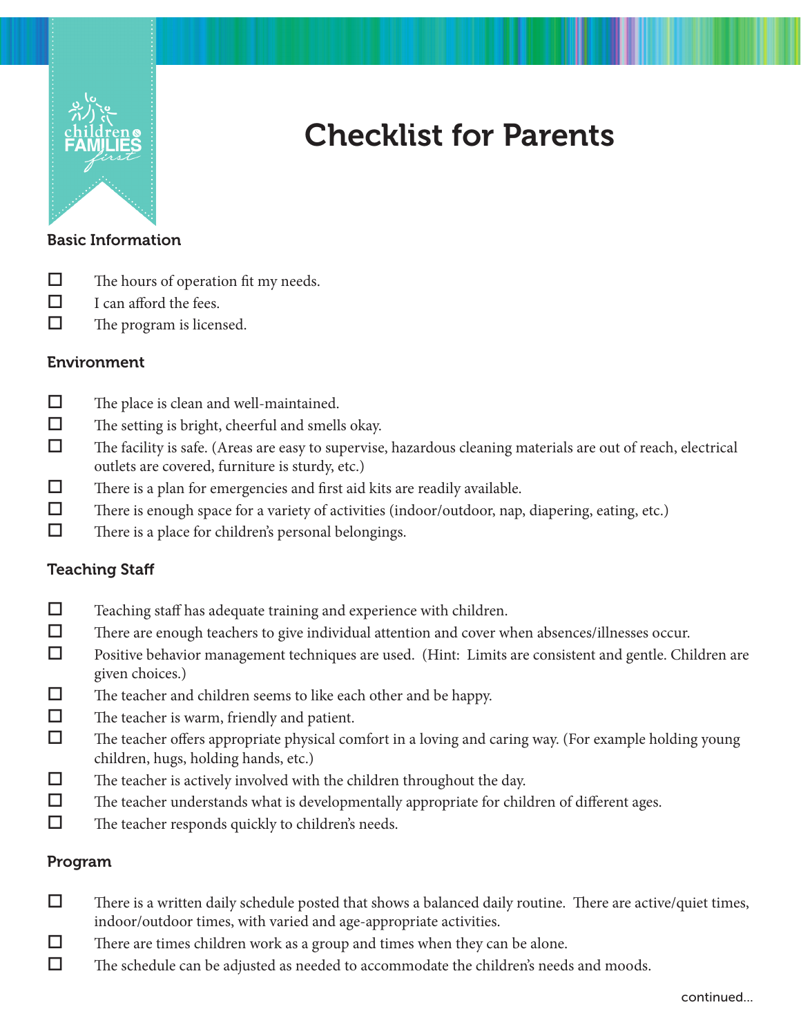# Checklist for Parents

### Basic Information

- ☐ The hours of operation fit my needs.
- ☐ I can afford the fees.
- ☐ The program is licensed.

### Environment

- ☐ The place is clean and well-maintained.
- ☐ The setting is bright, cheerful and smells okay.
- ☐ The facility is safe. (Areas are easy to supervise, hazardous cleaning materials are out of reach, electrical outlets are covered, furniture is sturdy, etc.)
- ☐ There is a plan for emergencies and first aid kits are readily available.
- ☐ There is enough space for a variety of activities (indoor/outdoor, nap, diapering, eating, etc.)
- ☐ There is a place for children's personal belongings.

### Teaching Staff

- ☐ Teaching staff has adequate training and experience with children.
- ☐ There are enough teachers to give individual attention and cover when absences/illnesses occur.
- ☐ Positive behavior management techniques are used. (Hint: Limits are consistent and gentle. Children are given choices.)
- ☐ The teacher and children seems to like each other and be happy.
- ☐ The teacher is warm, friendly and patient.
- ☐ The teacher offers appropriate physical comfort in a loving and caring way. (For example holding young children, hugs, holding hands, etc.)
- ☐ The teacher is actively involved with the children throughout the day.
- ☐ The teacher understands what is developmentally appropriate for children of different ages.
- ☐ The teacher responds quickly to children's needs.

### Program

- ☐ There is a written daily schedule posted that shows a balanced daily routine. There are active/quiet times, indoor/outdoor times, with varied and age-appropriate activities.
- ☐ There are times children work as a group and times when they can be alone.
- ☐ The schedule can be adjusted as needed to accommodate the children's needs and moods.

continued...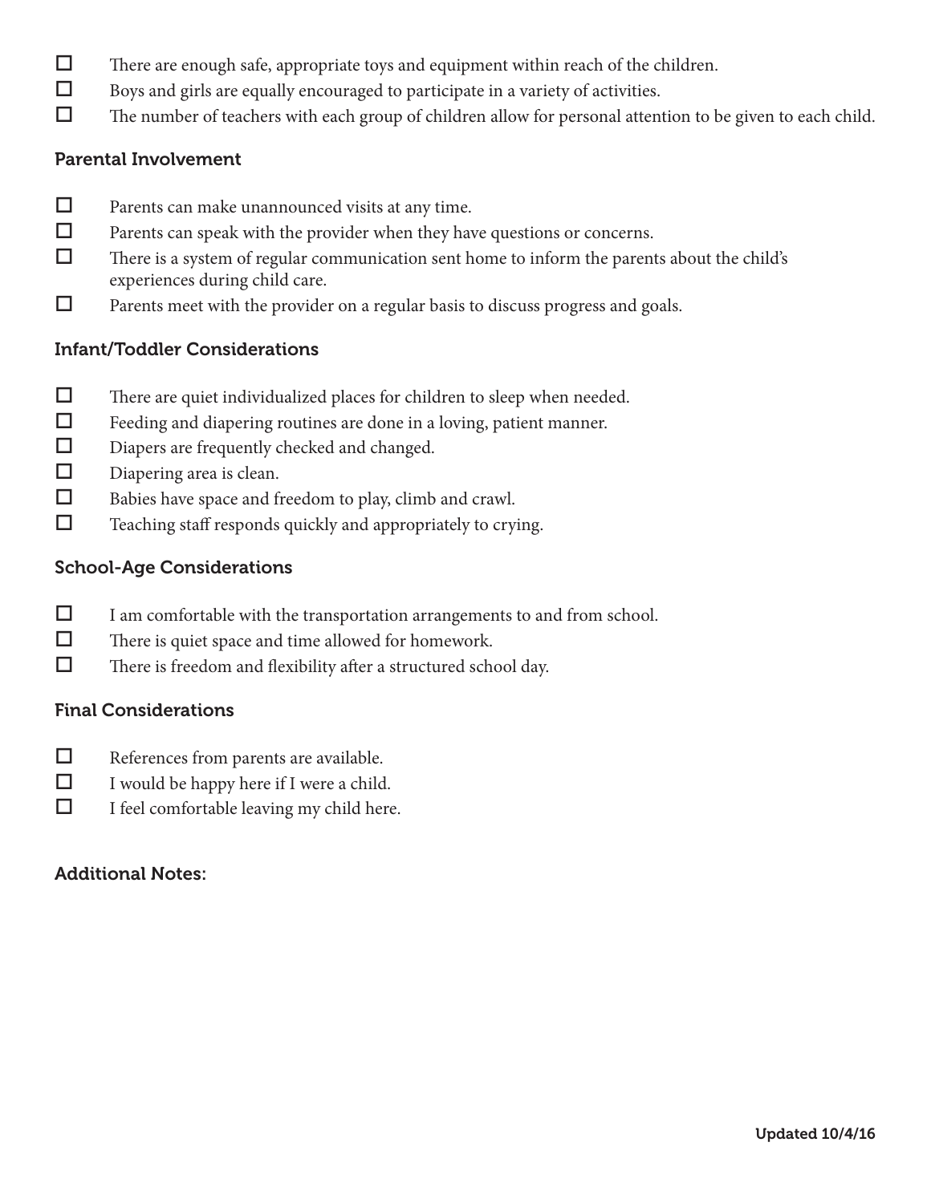- ☐ There are enough safe, appropriate toys and equipment within reach of the children.
- ☐ Boys and girls are equally encouraged to participate in a variety of activities.
- ☐ The number of teachers with each group of children allow for personal attention to be given to each child.

## Parental Involvement

- ☐ Parents can make unannounced visits at any time.
- ☐ Parents can speak with the provider when they have questions or concerns.
- ☐ There is a system of regular communication sent home to inform the parents about the child's experiences during child care.
- ☐ Parents meet with the provider on a regular basis to discuss progress and goals.

## Infant/Toddler Considerations

- ☐ There are quiet individualized places for children to sleep when needed.
- ☐ Feeding and diapering routines are done in a loving, patient manner.
- ☐ Diapers are frequently checked and changed.
- ☐ Diapering area is clean.
- ☐ Babies have space and freedom to play, climb and crawl.
- ☐ Teaching staff responds quickly and appropriately to crying.

## School-Age Considerations

- ☐ I am comfortable with the transportation arrangements to and from school.
- ☐ There is quiet space and time allowed for homework.
- ☐ There is freedom and flexibility after a structured school day.

## Final Considerations

- ☐ References from parents are available.
- ☐ I would be happy here if I were a child.
- ☐ I feel comfortable leaving my child here.

## Additional Notes:

**Updated 10/4/16**